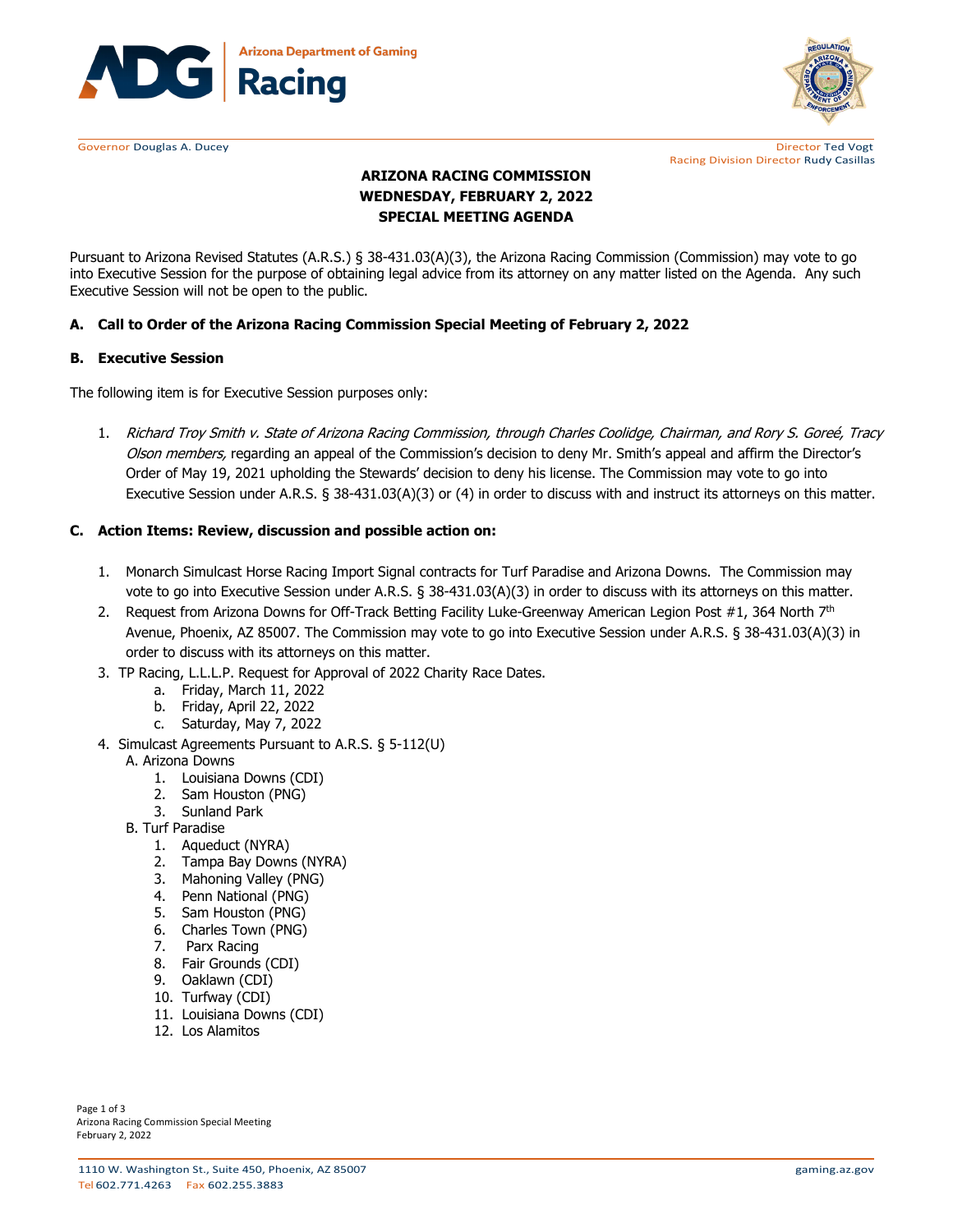Arizona Department of Gaming
Racing

Governor Douglas A. Ducey

Director Ted Vogt
Racing Division Director Rudy Casillas

# ARIZONA RACING COMMISSION
# WEDNESDAY, FEBRUARY 2, 2022
# SPECIAL MEETING AGENDA

Pursuant to Arizona Revised Statutes (A.R.S.) § 38-431.03(A)(3), the Arizona Racing Commission (Commission) may vote to go into Executive Session for the purpose of obtaining legal advice from its attorney on any matter listed on the Agenda. Any such Executive Session will not be open to the public.

## A. Call to Order of the Arizona Racing Commission Special Meeting of February 2, 2022

## B. Executive Session

The following item is for Executive Session purposes only:

1. *Richard Troy Smith v. State of Arizona Racing Commission, through Charles Coolidge, Chairman, and Rory S. Goreé, Tracy Olson members,* regarding an appeal of the Commission's decision to deny Mr. Smith's appeal and affirm the Director's Order of May 19, 2021 upholding the Stewards' decision to deny his license. The Commission may vote to go into Executive Session under A.R.S. § 38-431.03(A)(3) or (4) in order to discuss with and instruct its attorneys on this matter.

## C. Action Items: Review, discussion and possible action on:

1. Monarch Simulcast Horse Racing Import Signal contracts for Turf Paradise and Arizona Downs. The Commission may vote to go into Executive Session under A.R.S. § 38-431.03(A)(3) in order to discuss with its attorneys on this matter.
2. Request from Arizona Downs for Off-Track Betting Facility Luke-Greenway American Legion Post #1, 364 North 7th Avenue, Phoenix, AZ 85007. The Commission may vote to go into Executive Session under A.R.S. § 38-431.03(A)(3) in order to discuss with its attorneys on this matter.
3. TP Racing, L.L.L.P. Request for Approval of 2022 Charity Race Dates.
   a. Friday, March 11, 2022
   b. Friday, April 22, 2022
   c. Saturday, May 7, 2022
4. Simulcast Agreements Pursuant to A.R.S. § 5-112(U)
   A. Arizona Downs
      1. Louisiana Downs (CDI)
      2. Sam Houston (PNG)
      3. Sunland Park
   B. Turf Paradise
      1. Aqueduct (NYRA)
      2. Tampa Bay Downs (NYRA)
      3. Mahoning Valley (PNG)
      4. Penn National (PNG)
      5. Sam Houston (PNG)
      6. Charles Town (PNG)
      7. Parx Racing
      8. Fair Grounds (CDI)
      9. Oaklawn (CDI)
      10. Turfway (CDI)
      11. Louisiana Downs (CDI)
      12. Los Alamitos

1110 W. Washington St., Suite 450, Phoenix, AZ 85007
Tel 602.771.4263 Fax 602.255.3883
gaming.az.gov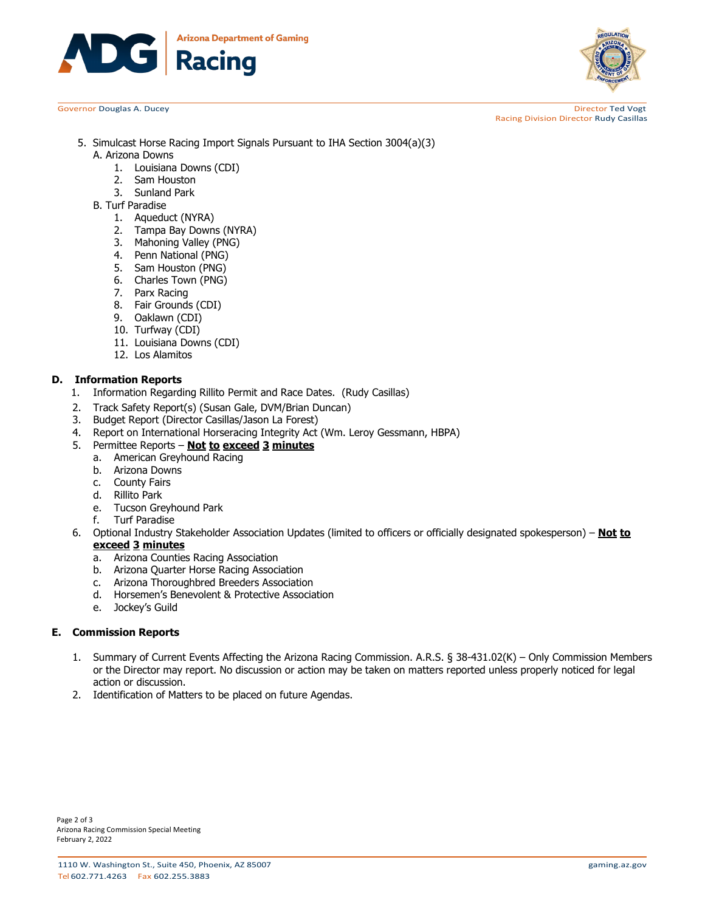5. Simulcast Horse Racing Import Signals Pursuant to IHA Section 3004(a)(3)
   A. Arizona Downs
      1. Louisiana Downs (CDI)
      2. Sam Houston
      3. Sunland Park
   B. Turf Paradise
      1. Aqueduct (NYRA)
      2. Tampa Bay Downs (NYRA)
      3. Mahoning Valley (PNG)
      4. Penn National (PNG)
      5. Sam Houston (PNG)
      6. Charles Town (PNG)
      7. Parx Racing
      8. Fair Grounds (CDI)
      9. Oaklawn (CDI)
      10. Turfway (CDI)
      11. Louisiana Downs (CDI)
      12. Los Alamitos

## D. Information Reports

1. Information Regarding Rillito Permit and Race Dates. (Rudy Casillas)
2. Track Safety Report(s) (Susan Gale, DVM/Brian Duncan)
3. Budget Report (Director Casillas/Jason La Forest)
4. Report on International Horseracing Integrity Act (Wm. Leroy Gessmann, HBPA)
5. Permittee Reports – **Not to exceed 3 minutes**
   a. American Greyhound Racing
   b. Arizona Downs
   c. County Fairs
   d. Rillito Park
   e. Tucson Greyhound Park
   f. Turf Paradise
6. Optional Industry Stakeholder Association Updates (limited to officers or officially designated spokesperson) – **Not to exceed 3 minutes**
   a. Arizona Counties Racing Association
   b. Arizona Quarter Horse Racing Association
   c. Arizona Thoroughbred Breeders Association
   d. Horsemen's Benevolent & Protective Association
   e. Jockey's Guild

## E. Commission Reports

1. Summary of Current Events Affecting the Arizona Racing Commission. A.R.S. § 38-431.02(K) – Only Commission Members or the Director may report. No discussion or action may be taken on matters reported unless properly noticed for legal action or discussion.
2. Identification of Matters to be placed on future Agendas.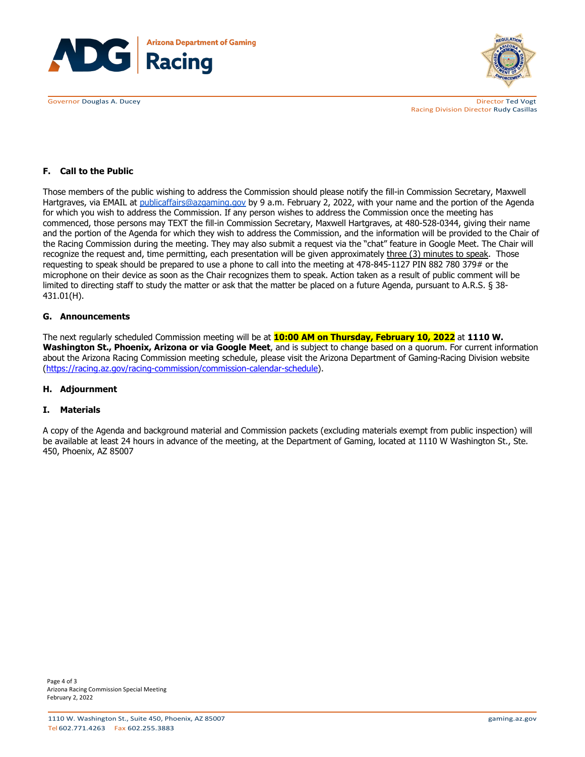## F. Call to the Public

Those members of the public wishing to address the Commission should please notify the fill-in Commission Secretary, Maxwell Hartgraves, via EMAIL at publicaffairs@azgaming.gov by 9 a.m. February 2, 2022, with your name and the portion of the Agenda for which you wish to address the Commission. If any person wishes to address the Commission once the meeting has commenced, those persons may TEXT the fill-in Commission Secretary, Maxwell Hartgraves, at 480-528-0344, giving their name and the portion of the Agenda for which they wish to address the Commission, and the information will be provided to the Chair of the Racing Commission during the meeting. They may also submit a request via the "chat" feature in Google Meet. The Chair will recognize the request and, time permitting, each presentation will be given approximately three (3) minutes to speak. Those requesting to speak should be prepared to use a phone to call into the meeting at 478-845-1127 PIN 882 780 379# or the microphone on their device as soon as the Chair recognizes them to speak. Action taken as a result of public comment will be limited to directing staff to study the matter or ask that the matter be placed on a future Agenda, pursuant to A.R.S. § 38-431.01(H).

## G. Announcements

The next regularly scheduled Commission meeting will be at **10:00 AM on Thursday, February 10, 2022** at **1110 W. Washington St., Phoenix, Arizona or via Google Meet**, and is subject to change based on a quorum. For current information about the Arizona Racing Commission meeting schedule, please visit the Arizona Department of Gaming-Racing Division website (https://racing.az.gov/racing-commission/commission-calendar-schedule).

## H. Adjournment

## I. Materials

A copy of the Agenda and background material and Commission packets (excluding materials exempt from public inspection) will be available at least 24 hours in advance of the meeting, at the Department of Gaming, located at 1110 W Washington St., Ste. 450, Phoenix, AZ 85007